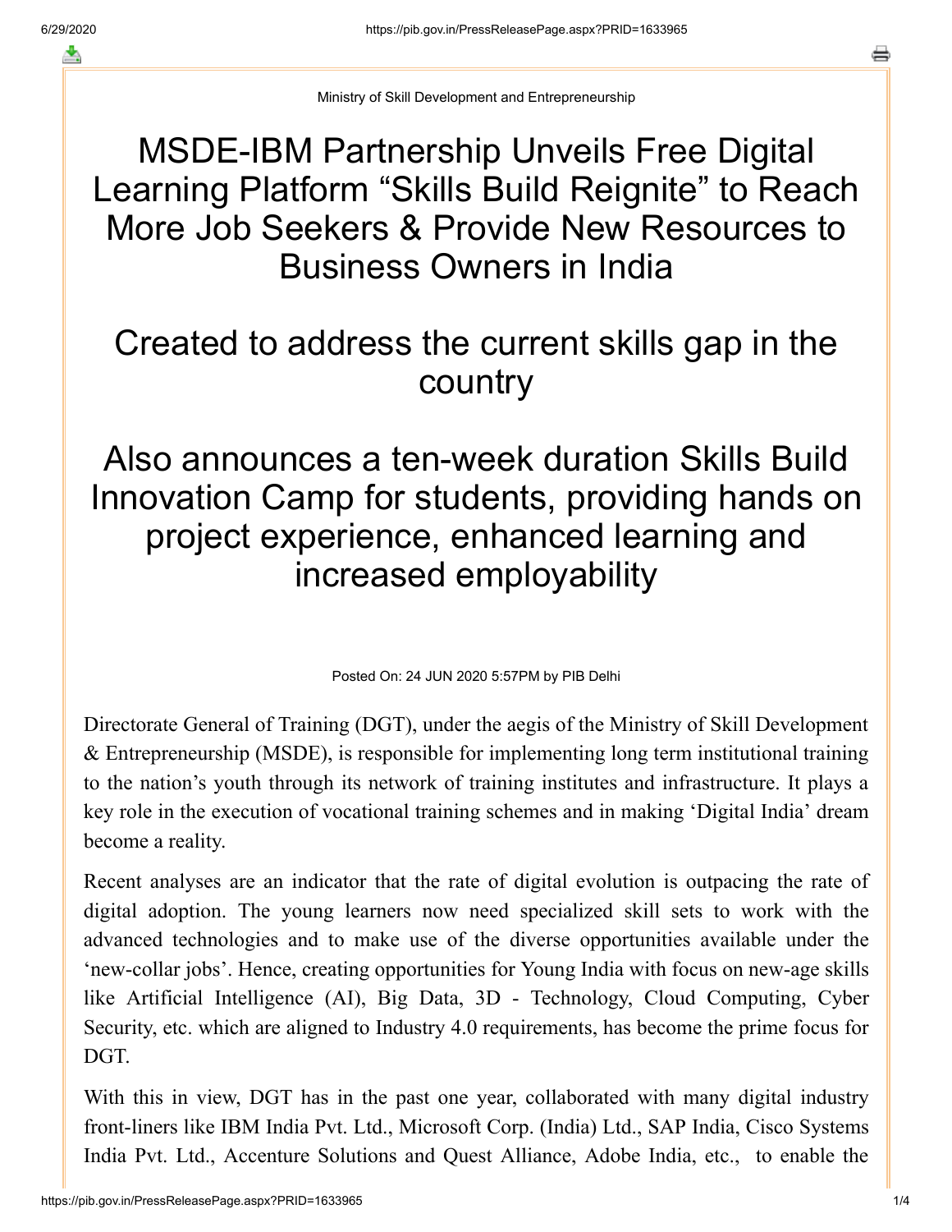Ministry of Skill Development and Entrepreneurship

# MSDE-IBM Partnership Unveils Free Digital Learning Platform “Skills Build Reignite” to Reach More Job Seekers & Provide New Resources to Business Owners in India

## Created to address the current skills gap in the country

## Also announces a ten-week duration Skills Build Innovation Camp for students, providing hands on project experience, enhanced learning and increased employability

Posted On: 24 JUN 2020 5:57PM by PIB Delhi

Directorate General of Training (DGT), under the aegis of the Ministry of Skill Development & Entrepreneurship (MSDE), is responsible for implementing long term institutional training to the nation’s youth through its network of training institutes and infrastructure. It plays a key role in the execution of vocational training schemes and in making ‘Digital India’ dream become a reality.

Recent analyses are an indicator that the rate of digital evolution is outpacing the rate of digital adoption. The young learners now need specialized skill sets to work with the advanced technologies and to make use of the diverse opportunities available under the ‘new-collar jobs’. Hence, creating opportunities for Young India with focus on new-age skills like Artificial Intelligence (AI), Big Data, 3D - Technology, Cloud Computing, Cyber Security, etc. which are aligned to Industry 4.0 requirements, has become the prime focus for DGT.

With this in view, DGT has in the past one year, collaborated with many digital industry front-liners like IBM India Pvt. Ltd., Microsoft Corp. (India) Ltd., SAP India, Cisco Systems India Pvt. Ltd., Accenture Solutions and Quest Alliance, Adobe India, etc., to enable the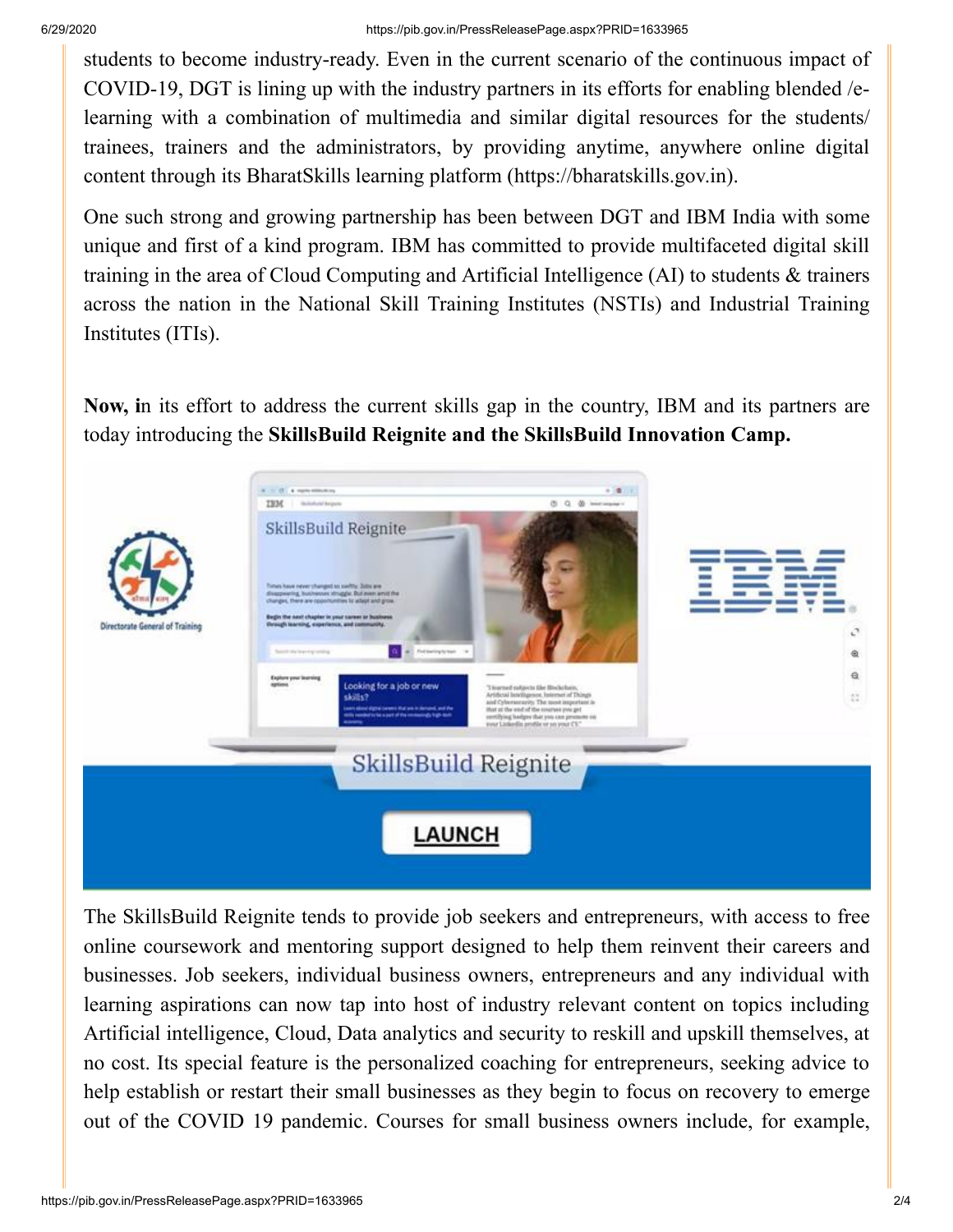students to become industry-ready. Even in the current scenario of the continuous impact of COVID-19, DGT is lining up with the industry partners in its efforts for enabling blended /e-learning with a combination of multimedia and similar digital resources for the students/ trainees, trainers and the administrators, by providing anytime, anywhere online digital content through its BharatSkills learning platform (https://bharatskills.gov.in).

One such strong and growing partnership has been between DGT and IBM India with some unique and first of a kind program. IBM has committed to provide multifaceted digital skill training in the area of Cloud Computing and Artificial Intelligence (AI) to students & trainers across the nation in the National Skill Training Institutes (NSTIs) and Industrial Training Institutes (ITIs).

**Now, i**n its effort to address the current skills gap in the country, IBM and its partners are today introducing the **SkillsBuild Reignite and the SkillsBuild Innovation Camp.**

The SkillsBuild Reignite tends to provide job seekers and entrepreneurs, with access to free online coursework and mentoring support designed to help them reinvent their careers and businesses. Job seekers, individual business owners, entrepreneurs and any individual with learning aspirations can now tap into host of industry relevant content on topics including Artificial intelligence, Cloud, Data analytics and security to reskill and upskill themselves, at no cost. Its special feature is the personalized coaching for entrepreneurs, seeking advice to help establish or restart their small businesses as they begin to focus on recovery to emerge out of the COVID 19 pandemic. Courses for small business owners include, for example,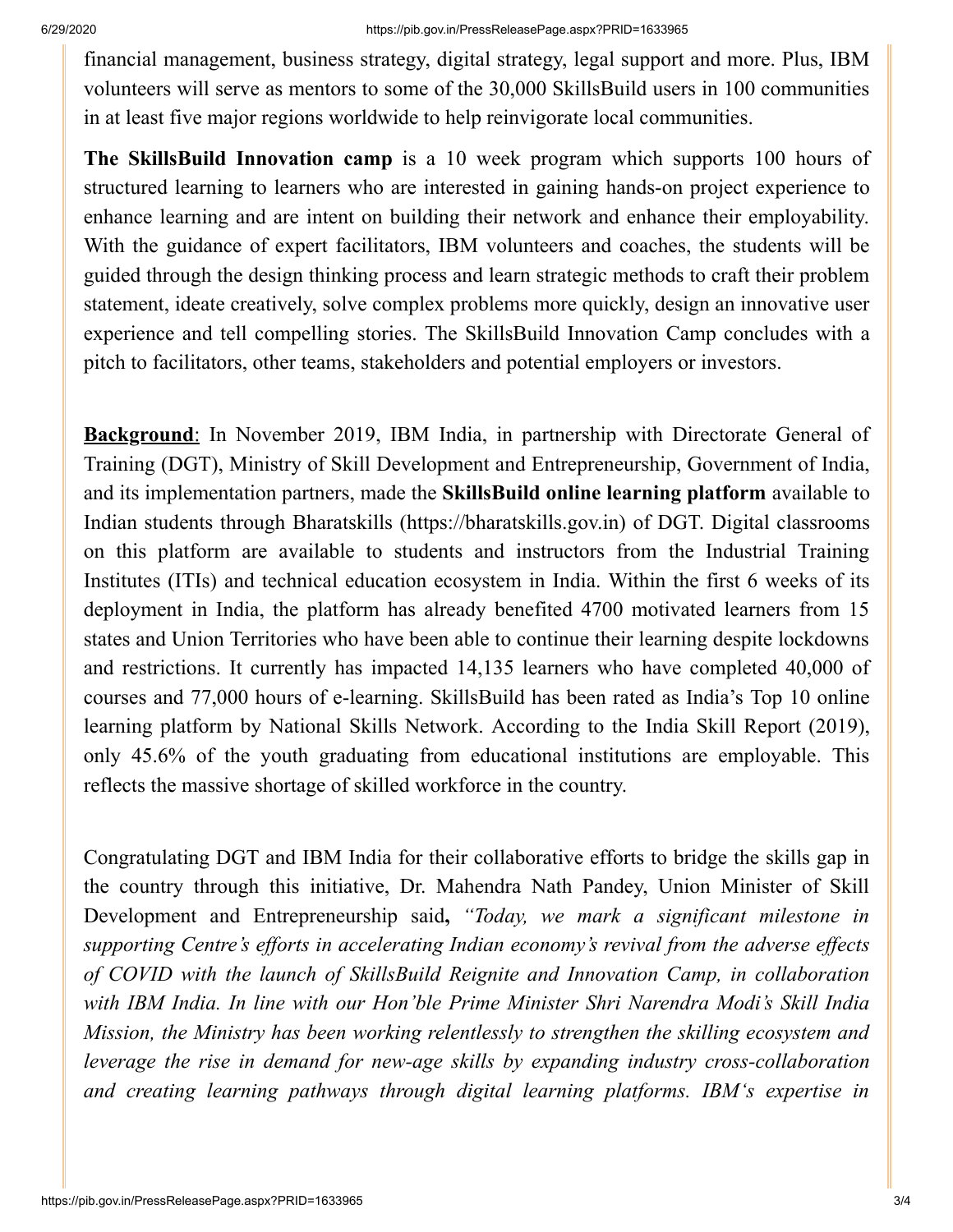financial management, business strategy, digital strategy, legal support and more. Plus, IBM volunteers will serve as mentors to some of the 30,000 SkillsBuild users in 100 communities in at least five major regions worldwide to help reinvigorate local communities.

**The SkillsBuild Innovation camp** is a 10 week program which supports 100 hours of structured learning to learners who are interested in gaining hands-on project experience to enhance learning and are intent on building their network and enhance their employability. With the guidance of expert facilitators, IBM volunteers and coaches, the students will be guided through the design thinking process and learn strategic methods to craft their problem statement, ideate creatively, solve complex problems more quickly, design an innovative user experience and tell compelling stories. The SkillsBuild Innovation Camp concludes with a pitch to facilitators, other teams, stakeholders and potential employers or investors.

**Background**: In November 2019, IBM India, in partnership with Directorate General of Training (DGT), Ministry of Skill Development and Entrepreneurship, Government of India, and its implementation partners, made the **SkillsBuild online learning platform** available to Indian students through Bharatskills (https://bharatskills.gov.in) of DGT. Digital classrooms on this platform are available to students and instructors from the Industrial Training Institutes (ITIs) and technical education ecosystem in India. Within the first 6 weeks of its deployment in India, the platform has already benefited 4700 motivated learners from 15 states and Union Territories who have been able to continue their learning despite lockdowns and restrictions. It currently has impacted 14,135 learners who have completed 40,000 of courses and 77,000 hours of e-learning. SkillsBuild has been rated as India's Top 10 online learning platform by National Skills Network. According to the India Skill Report (2019), only 45.6% of the youth graduating from educational institutions are employable. This reflects the massive shortage of skilled workforce in the country.

Congratulating DGT and IBM India for their collaborative efforts to bridge the skills gap in the country through this initiative, Dr. Mahendra Nath Pandey, Union Minister of Skill Development and Entrepreneurship said**,** *"Today, we mark a significant milestone in supporting Centre's efforts in accelerating Indian economy's revival from the adverse effects of COVID with the launch of SkillsBuild Reignite and Innovation Camp, in collaboration with IBM India. In line with our Hon'ble Prime Minister Shri Narendra Modi's Skill India Mission, the Ministry has been working relentlessly to strengthen the skilling ecosystem and leverage the rise in demand for new-age skills by expanding industry cross-collaboration and creating learning pathways through digital learning platforms. IBM's expertise in*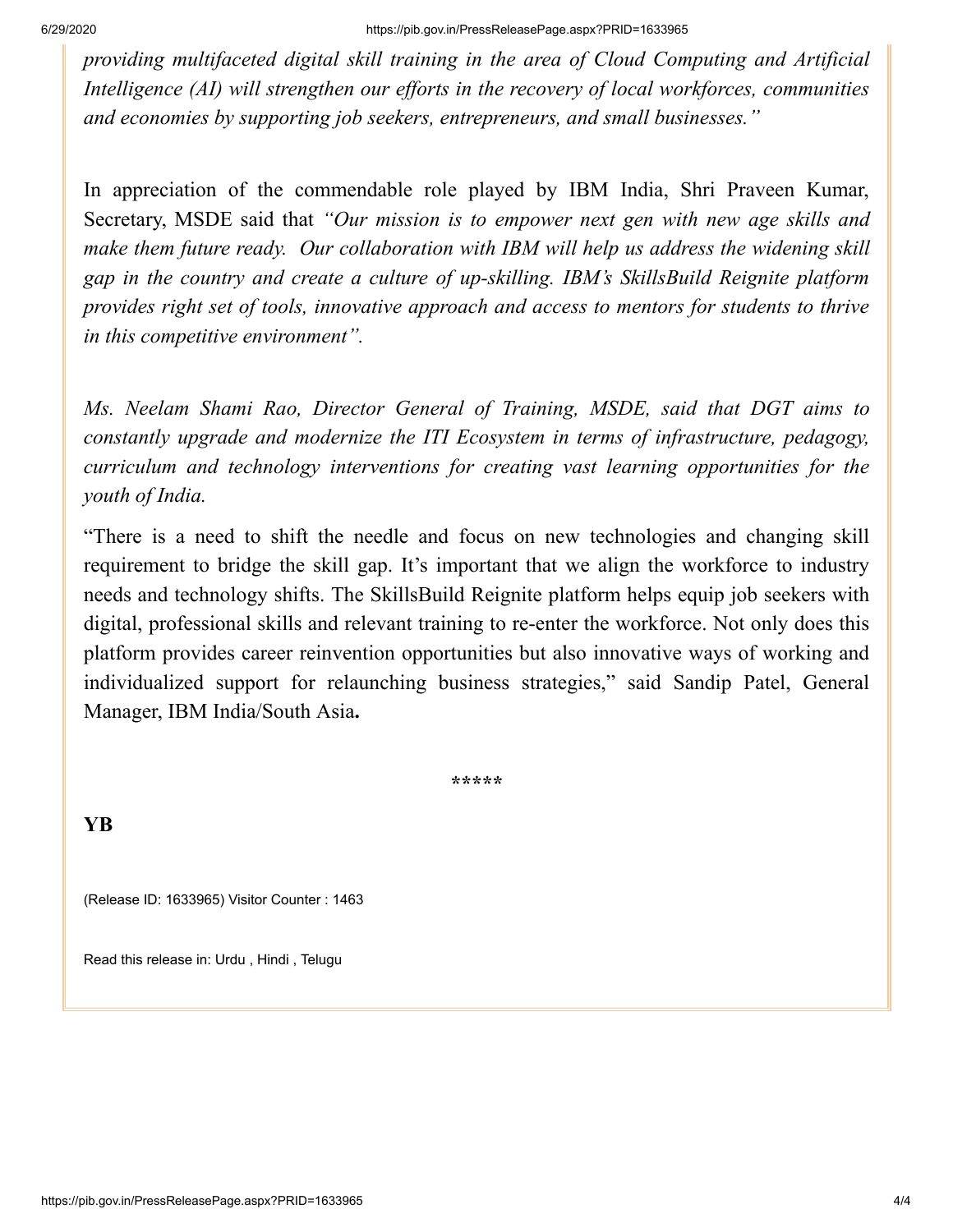*providing multifaceted digital skill training in the area of Cloud Computing and Artificial Intelligence (AI) will strengthen our efforts in the recovery of local workforces, communities and economies by supporting job seekers, entrepreneurs, and small businesses."*

In appreciation of the commendable role played by IBM India, Shri Praveen Kumar, Secretary, MSDE said that *"Our mission is to empower next gen with new age skills and make them future ready. Our collaboration with IBM will help us address the widening skill gap in the country and create a culture of up-skilling. IBM's SkillsBuild Reignite platform provides right set of tools, innovative approach and access to mentors for students to thrive in this competitive environment".*

*Ms. Neelam Shami Rao, Director General of Training, MSDE, said that DGT aims to constantly upgrade and modernize the ITI Ecosystem in terms of infrastructure, pedagogy, curriculum and technology interventions for creating vast learning opportunities for the youth of India.*

"There is a need to shift the needle and focus on new technologies and changing skill requirement to bridge the skill gap. It's important that we align the workforce to industry needs and technology shifts. The SkillsBuild Reignite platform helps equip job seekers with digital, professional skills and relevant training to re-enter the workforce. Not only does this platform provides career reinvention opportunities but also innovative ways of working and individualized support for relaunching business strategies," said Sandip Patel, General Manager, IBM India/South Asia**.**

**\*\*\*\*\***

**YB**

(Release ID: 1633965) Visitor Counter : 1463

Read this release in: Urdu , Hindi , Telugu